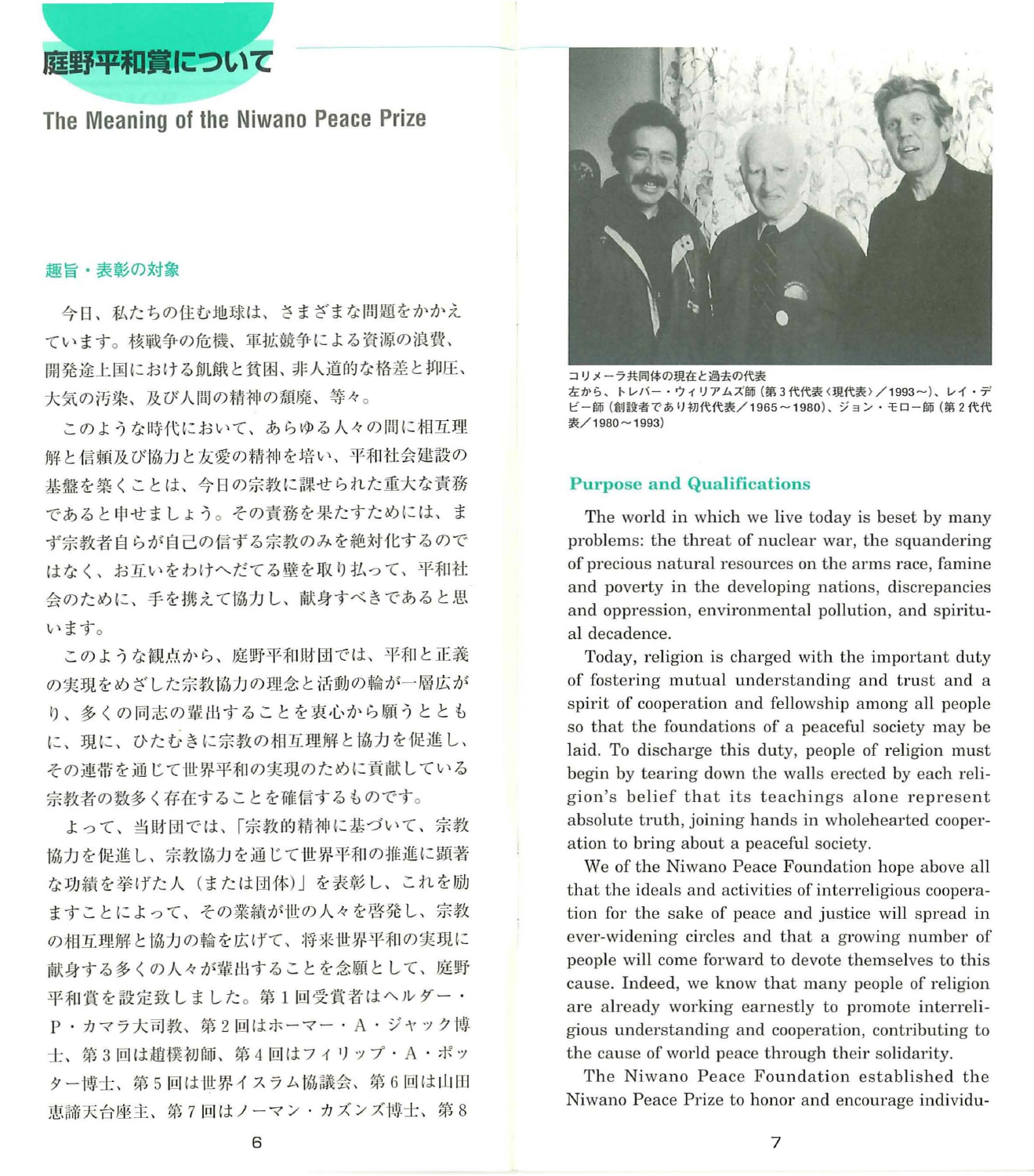# 庭野平和賞について

## The Meaning of the Niwano Peace Prize

### 趣旨・表彰の対象

今日、私たちの住む地球は、さまざまな問題をかかえています。核戦争の危機、軍拡競争による資源の浪費、開発途上国における飢餓と貧困、非人道的な格差と抑圧、大気の汚染、及び人間の精神の頽廃、等々。

このような時代において、あらゆる人々の間に相互理解と信頼及び協力と友愛の精神を培い、平和社会建設の基盤を築くことは、今日の宗教に課せられた重大な責務であると申せましょう。その責務を果たすためには、まず宗教者自らが自己の信ずる宗教のみを絶対化するのではなく、お互いをわけへだてる壁を取り払って、平和社会のために、手を携えて協力し、献身すべきであると思います。

このような観点から、庭野平和財団では、平和と正義の実現をめざした宗教協力の理念と活動の輪が一層広がり、多くの同志の輩出することを衷心から願うとともに、現に、ひたむきに宗教の相互理解と協力を促進し、その連帯を通じて世界平和の実現のために貢献している宗教者の数多く存在することを確信するものです。

よって、当財団では、「宗教的精神に基づいて、宗教協力を促進し、宗教協力を通じて世界平和の推進に顕著な功績を挙げた人（または団体）」を表彰し、これを励ますことによって、その業績が世の人々を啓発し、宗教の相互理解と協力の輪を広げて、将来世界平和の実現に献身する多くの人々が輩出することを念願として、庭野平和賞を設定致しました。第1回受賞者はヘルダー・P・カマラ大司教、第2回はホーマー・A・ジャック博士、第3回は趙樸初師、第4回はフィリップ・A・ポッター博士、第5回は世界イスラム協議会、第6回は山田恵諦天台座主、第7回はノーマン・カズンズ博士、第8

コリメーラ共同体の現在と過去の代表
左から、トレバー・ウィリアムズ師（第3代代表〈現代表〉／1993～）、レイ・デビー師（創設者であり初代代表／1965～1980）、ジョン・モロー師（第2代代表／1980～1993）

### Purpose and Qualifications

The world in which we live today is beset by many problems: the threat of nuclear war, the squandering of precious natural resources on the arms race, famine and poverty in the developing nations, discrepancies and oppression, environmental pollution, and spiritual decadence.

Today, religion is charged with the important duty of fostering mutual understanding and trust and a spirit of cooperation and fellowship among all people so that the foundations of a peaceful society may be laid. To discharge this duty, people of religion must begin by tearing down the walls erected by each religion's belief that its teachings alone represent absolute truth, joining hands in wholehearted cooperation to bring about a peaceful society.

We of the Niwano Peace Foundation hope above all that the ideals and activities of interreligious cooperation for the sake of peace and justice will spread in ever-widening circles and that a growing number of people will come forward to devote themselves to this cause. Indeed, we know that many people of religion are already working earnestly to promote interreligious understanding and cooperation, contributing to the cause of world peace through their solidarity.

The Niwano Peace Foundation established the Niwano Peace Prize to honor and encourage individu-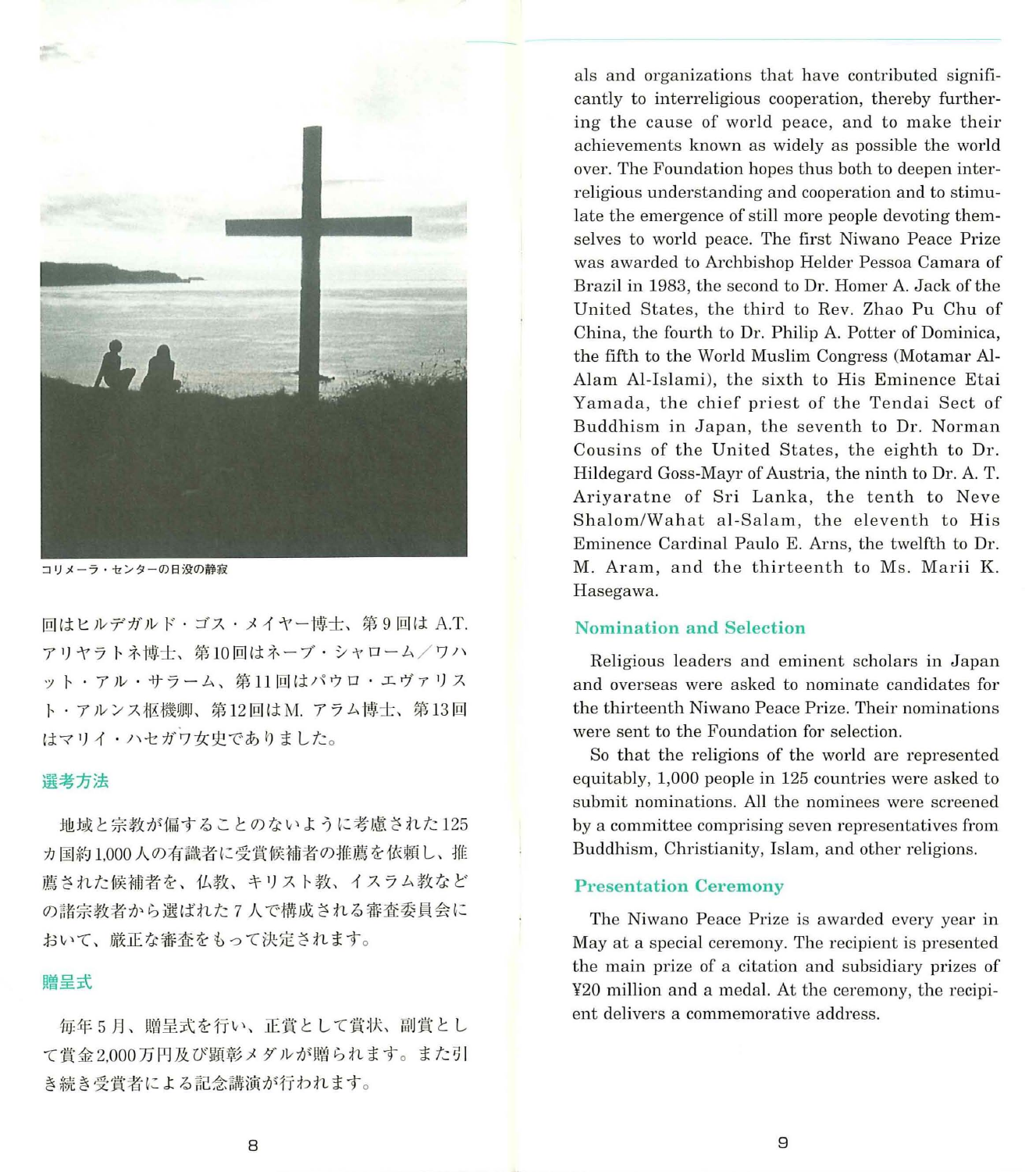コリメーラ・センターの日没の静寂

回はヒルデガルド・ゴス・メイヤー博士、第9回はA.T.アリヤラトネ博士、第10回はネーブ・シャローム／ワハット・アル・サラーム、第11回はパウロ・エヴァリスト・アルンス枢機卿、第12回はM. アラム博士、第13回はマリイ・ハセガワ女史でありました。

## 選考方法

地域と宗教が偏することのないように考慮された125カ国約1,000人の有識者に受賞候補者の推薦を依頼し、推薦された候補者を、仏教、キリスト教、イスラム教などの諸宗教者から選ばれた7人で構成される審査委員会において、厳正な審査をもって決定されます。

## 贈呈式

毎年5月、贈呈式を行い、正賞として賞状、副賞として賞金2,000万円及び顕彰メダルが贈られます。また引き続き受賞者による記念講演が行われます。

als and organizations that have contributed significantly to interreligious cooperation, thereby furthering the cause of world peace, and to make their achievements known as widely as possible the world over. The Foundation hopes thus both to deepen interreligious understanding and cooperation and to stimulate the emergence of still more people devoting themselves to world peace. The first Niwano Peace Prize was awarded to Archbishop Helder Pessoa Camara of Brazil in 1983, the second to Dr. Homer A. Jack of the United States, the third to Rev. Zhao Pu Chu of China, the fourth to Dr. Philip A. Potter of Dominica, the fifth to the World Muslim Congress (Motamar Al-Alam Al-Islami), the sixth to His Eminence Etai Yamada, the chief priest of the Tendai Sect of Buddhism in Japan, the seventh to Dr. Norman Cousins of the United States, the eighth to Dr. Hildegard Goss-Mayr of Austria, the ninth to Dr. A. T. Ariyaratne of Sri Lanka, the tenth to Neve Shalom/Wahat al-Salam, the eleventh to His Eminence Cardinal Paulo E. Arns, the twelfth to Dr. M. Aram, and the thirteenth to Ms. Marii K. Hasegawa.

## Nomination and Selection

Religious leaders and eminent scholars in Japan and overseas were asked to nominate candidates for the thirteenth Niwano Peace Prize. Their nominations were sent to the Foundation for selection.

So that the religions of the world are represented equitably, 1,000 people in 125 countries were asked to submit nominations. All the nominees were screened by a committee comprising seven representatives from Buddhism, Christianity, Islam, and other religions.

## Presentation Ceremony

The Niwano Peace Prize is awarded every year in May at a special ceremony. The recipient is presented the main prize of a citation and subsidiary prizes of ¥20 million and a medal. At the ceremony, the recipient delivers a commemorative address.